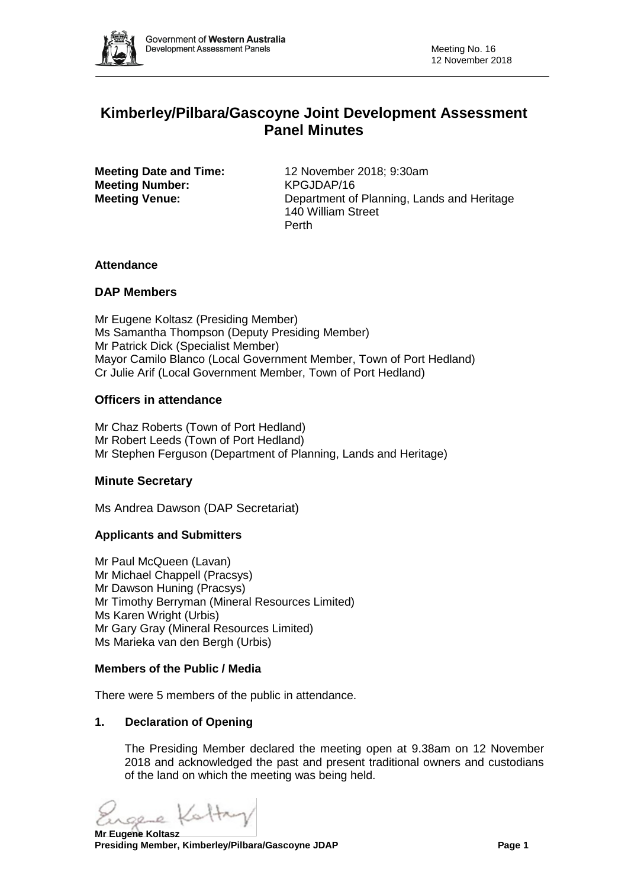# Kimberley/Pilbara/Gascoyne Joint Development Assessment Panel Minutes

**Meeting Date and Time:** 12 November 2018; 9:30am
**Meeting Number:** KPGJDAP/16
**Meeting Venue:** Department of Planning, Lands and Heritage
140 William Street
Perth

### Attendance

## DAP Members

Mr Eugene Koltasz (Presiding Member)
Ms Samantha Thompson (Deputy Presiding Member)
Mr Patrick Dick (Specialist Member)
Mayor Camilo Blanco (Local Government Member, Town of Port Hedland)
Cr Julie Arif (Local Government Member, Town of Port Hedland)

## Officers in attendance

Mr Chaz Roberts (Town of Port Hedland)
Mr Robert Leeds (Town of Port Hedland)
Mr Stephen Ferguson (Department of Planning, Lands and Heritage)

## Minute Secretary

Ms Andrea Dawson (DAP Secretariat)

### Applicants and Submitters

Mr Paul McQueen (Lavan)
Mr Michael Chappell (Pracsys)
Mr Dawson Huning (Pracsys)
Mr Timothy Berryman (Mineral Resources Limited)
Ms Karen Wright (Urbis)
Mr Gary Gray (Mineral Resources Limited)
Ms Marieka van den Bergh (Urbis)

### Members of the Public / Media

There were 5 members of the public in attendance.

### 1. Declaration of Opening

The Presiding Member declared the meeting open at 9.38am on 12 November 2018 and acknowledged the past and present traditional owners and custodians of the land on which the meeting was being held.

**Mr Eugene Koltasz**
**Presiding Member, Kimberley/Pilbara/Gascoyne JDAP**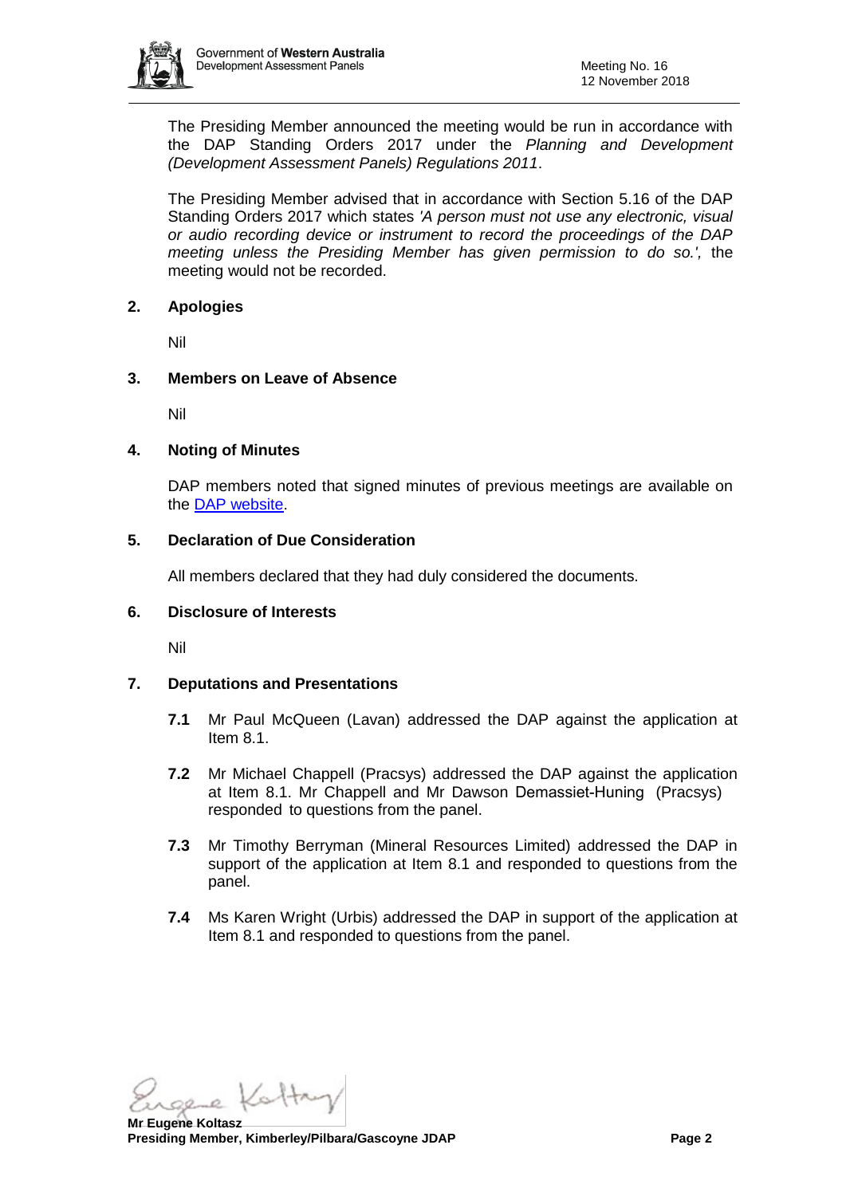The Presiding Member announced the meeting would be run in accordance with the DAP Standing Orders 2017 under the *Planning and Development (Development Assessment Panels) Regulations 2011*.

The Presiding Member advised that in accordance with Section 5.16 of the DAP Standing Orders 2017 which states *'A person must not use any electronic, visual or audio recording device or instrument to record the proceedings of the DAP meeting unless the Presiding Member has given permission to do so.',* the meeting would not be recorded.

## 2. Apologies

Nil

## 3. Members on Leave of Absence

Nil

## 4. Noting of Minutes

DAP members noted that signed minutes of previous meetings are available on the DAP website.

## 5. Declaration of Due Consideration

All members declared that they had duly considered the documents.

## 6. Disclosure of Interests

Nil

## 7. Deputations and Presentations

**7.1** Mr Paul McQueen (Lavan) addressed the DAP against the application at Item 8.1.

**7.2** Mr Michael Chappell (Pracsys) addressed the DAP against the application at Item 8.1. Mr Chappell and Mr Dawson Demassiet-Huning (Pracsys) responded to questions from the panel.

**7.3** Mr Timothy Berryman (Mineral Resources Limited) addressed the DAP in support of the application at Item 8.1 and responded to questions from the panel.

**7.4** Ms Karen Wright (Urbis) addressed the DAP in support of the application at Item 8.1 and responded to questions from the panel.

**Mr Eugene Koltasz**
**Presiding Member, Kimberley/Pilbara/Gascoyne JDAP**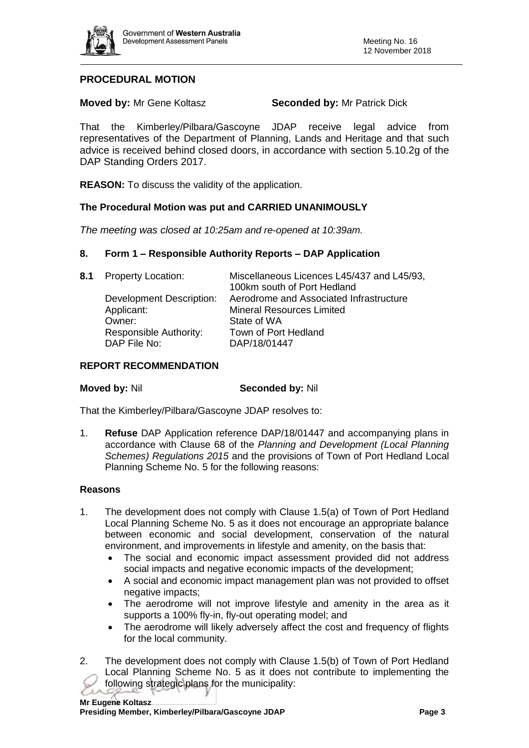## PROCEDURAL MOTION

**Moved by:** Mr Gene Koltasz **Seconded by:** Mr Patrick Dick

That the Kimberley/Pilbara/Gascoyne JDAP receive legal advice from representatives of the Department of Planning, Lands and Heritage and that such advice is received behind closed doors, in accordance with section 5.10.2g of the DAP Standing Orders 2017.

**REASON:** To discuss the validity of the application.

**The Procedural Motion was put and CARRIED UNANIMOUSLY**

*The meeting was closed at 10:25am and re-opened at 10:39am.*

## 8. Form 1 – Responsible Authority Reports – DAP Application

**8.1** Property Location: Miscellaneous Licences L45/437 and L45/93, 100km south of Port Hedland
Development Description: Aerodrome and Associated Infrastructure
Applicant: Mineral Resources Limited
Owner: State of WA
Responsible Authority: Town of Port Hedland
DAP File No: DAP/18/01447

## REPORT RECOMMENDATION

**Moved by:** Nil **Seconded by:** Nil

That the Kimberley/Pilbara/Gascoyne JDAP resolves to:

1. **Refuse** DAP Application reference DAP/18/01447 and accompanying plans in accordance with Clause 68 of the *Planning and Development (Local Planning Schemes) Regulations 2015* and the provisions of Town of Port Hedland Local Planning Scheme No. 5 for the following reasons:

### Reasons

1. The development does not comply with Clause 1.5(a) of Town of Port Hedland Local Planning Scheme No. 5 as it does not encourage an appropriate balance between economic and social development, conservation of the natural environment, and improvements in lifestyle and amenity, on the basis that:
   - The social and economic impact assessment provided did not address social impacts and negative economic impacts of the development;
   - A social and economic impact management plan was not provided to offset negative impacts;
   - The aerodrome will not improve lifestyle and amenity in the area as it supports a 100% fly-in, fly-out operating model; and
   - The aerodrome will likely adversely affect the cost and frequency of flights for the local community.

2. The development does not comply with Clause 1.5(b) of Town of Port Hedland Local Planning Scheme No. 5 as it does not contribute to implementing the following strategic plans for the municipality:

**Mr Eugene Koltasz**
**Presiding Member, Kimberley/Pilbara/Gascoyne JDAP**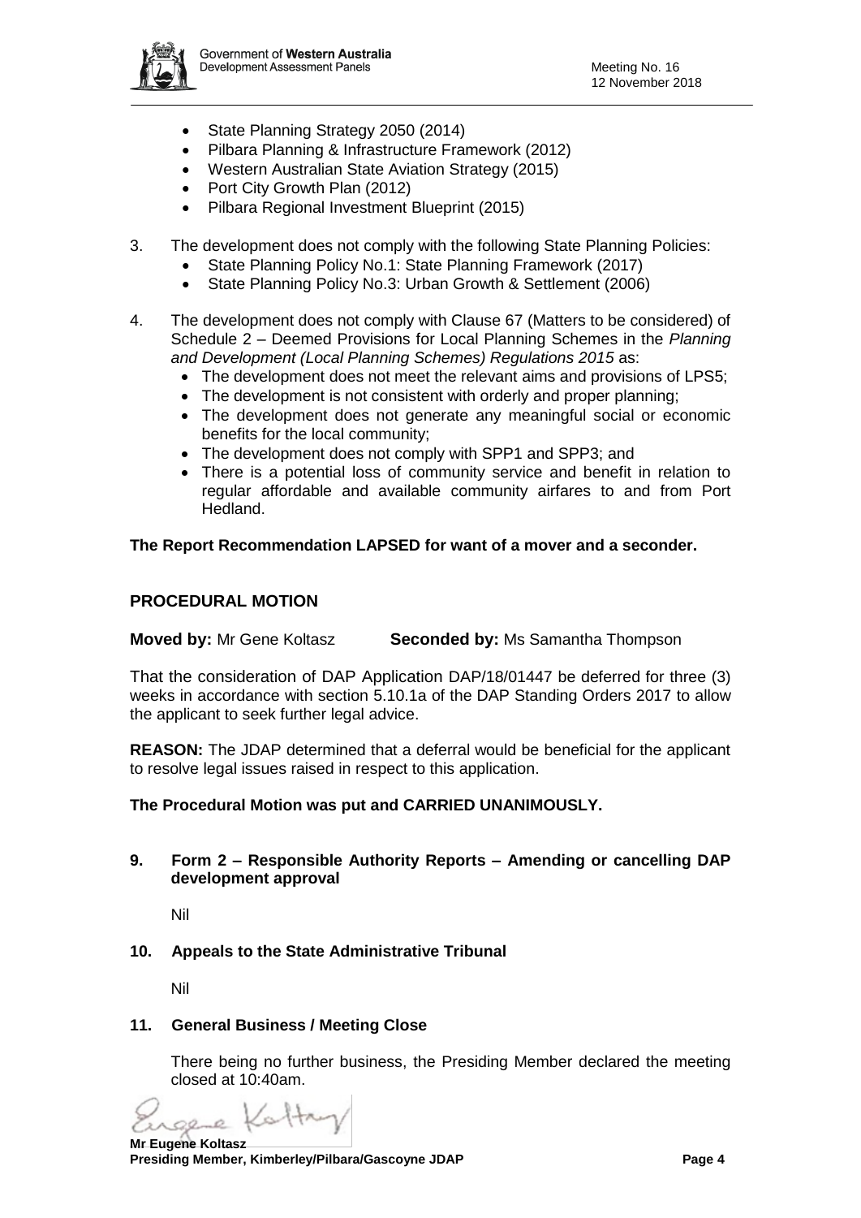- State Planning Strategy 2050 (2014)
- Pilbara Planning & Infrastructure Framework (2012)
- Western Australian State Aviation Strategy (2015)
- Port City Growth Plan (2012)
- Pilbara Regional Investment Blueprint (2015)

3. The development does not comply with the following State Planning Policies:
   - State Planning Policy No.1: State Planning Framework (2017)
   - State Planning Policy No.3: Urban Growth & Settlement (2006)

4. The development does not comply with Clause 67 (Matters to be considered) of Schedule 2 – Deemed Provisions for Local Planning Schemes in the *Planning and Development (Local Planning Schemes) Regulations 2015* as:
   - The development does not meet the relevant aims and provisions of LPS5;
   - The development is not consistent with orderly and proper planning;
   - The development does not generate any meaningful social or economic benefits for the local community;
   - The development does not comply with SPP1 and SPP3; and
   - There is a potential loss of community service and benefit in relation to regular affordable and available community airfares to and from Port Hedland.

**The Report Recommendation LAPSED for want of a mover and a seconder.**

## PROCEDURAL MOTION

**Moved by:** Mr Gene Koltasz **Seconded by:** Ms Samantha Thompson

That the consideration of DAP Application DAP/18/01447 be deferred for three (3) weeks in accordance with section 5.10.1a of the DAP Standing Orders 2017 to allow the applicant to seek further legal advice.

**REASON:** The JDAP determined that a deferral would be beneficial for the applicant to resolve legal issues raised in respect to this application.

**The Procedural Motion was put and CARRIED UNANIMOUSLY.**

## 9. Form 2 – Responsible Authority Reports – Amending or cancelling DAP development approval

Nil

## 10. Appeals to the State Administrative Tribunal

Nil

## 11. General Business / Meeting Close

There being no further business, the Presiding Member declared the meeting closed at 10:40am.

**Mr Eugene Koltasz**
**Presiding Member, Kimberley/Pilbara/Gascoyne JDAP**